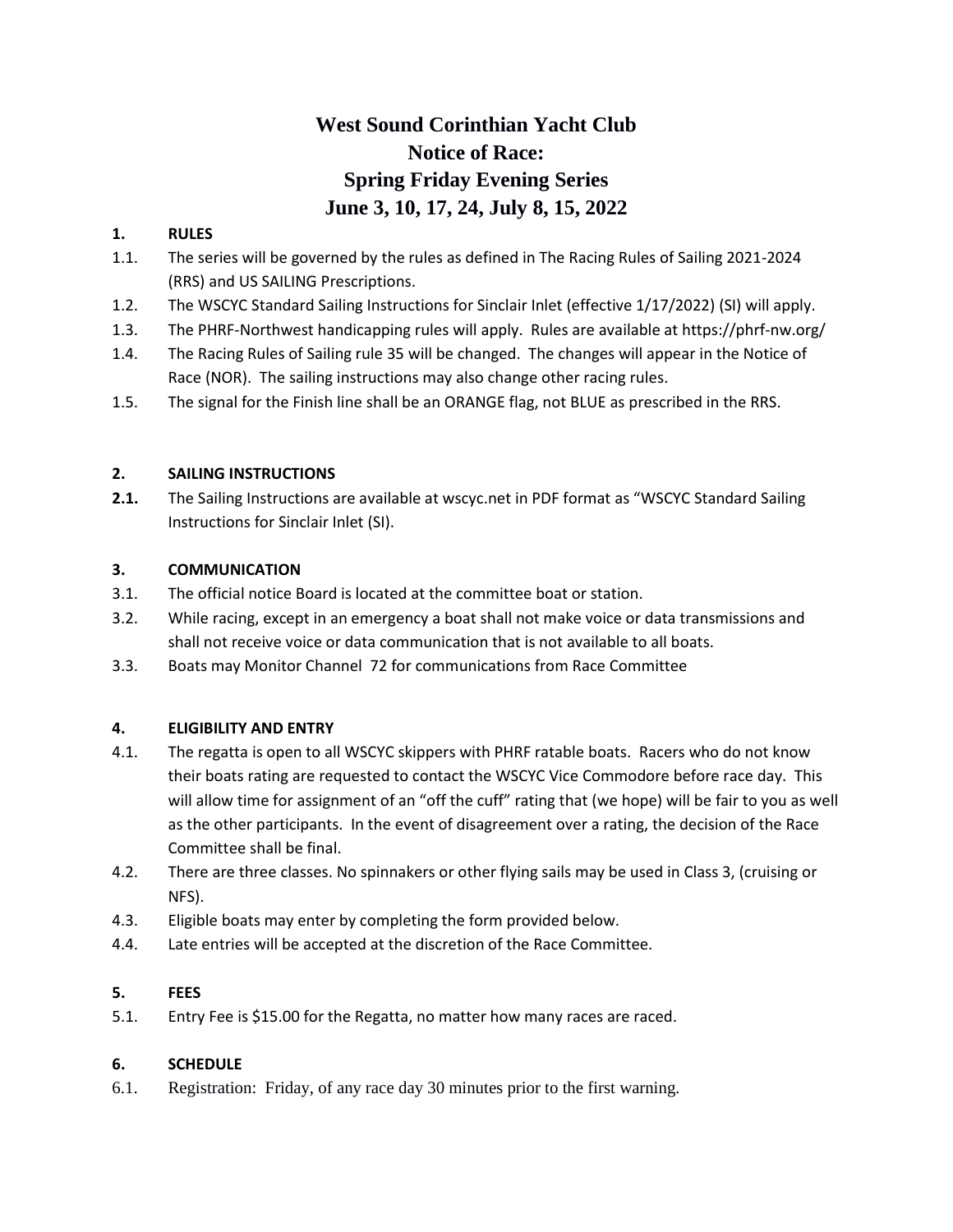# West Sound Corinthian Yacht Club
# Notice of Race:
# Spring Friday Evening Series
# June 3, 10, 17, 24, July 8, 15, 2022

**1. RULES**

1.1. The series will be governed by the rules as defined in The Racing Rules of Sailing 2021-2024 (RRS) and US SAILING Prescriptions.

1.2. The WSCYC Standard Sailing Instructions for Sinclair Inlet (effective 1/17/2022) (SI) will apply.

1.3. The PHRF-Northwest handicapping rules will apply. Rules are available at https://phrf-nw.org/

1.4. The Racing Rules of Sailing rule 35 will be changed. The changes will appear in the Notice of Race (NOR). The sailing instructions may also change other racing rules.

1.5. The signal for the Finish line shall be an ORANGE flag, not BLUE as prescribed in the RRS.

**2. SAILING INSTRUCTIONS**

**2.1.** The Sailing Instructions are available at wscyc.net in PDF format as "WSCYC Standard Sailing Instructions for Sinclair Inlet (SI).

**3. COMMUNICATION**

3.1. The official notice Board is located at the committee boat or station.

3.2. While racing, except in an emergency a boat shall not make voice or data transmissions and shall not receive voice or data communication that is not available to all boats.

3.3. Boats may Monitor Channel 72 for communications from Race Committee

**4. ELIGIBILITY AND ENTRY**

4.1. The regatta is open to all WSCYC skippers with PHRF ratable boats. Racers who do not know their boats rating are requested to contact the WSCYC Vice Commodore before race day. This will allow time for assignment of an "off the cuff" rating that (we hope) will be fair to you as well as the other participants. In the event of disagreement over a rating, the decision of the Race Committee shall be final.

4.2. There are three classes. No spinnakers or other flying sails may be used in Class 3, (cruising or NFS).

4.3. Eligible boats may enter by completing the form provided below.

4.4. Late entries will be accepted at the discretion of the Race Committee.

**5. FEES**

5.1. Entry Fee is $15.00 for the Regatta, no matter how many races are raced.

**6. SCHEDULE**

6.1. Registration: Friday, of any race day 30 minutes prior to the first warning.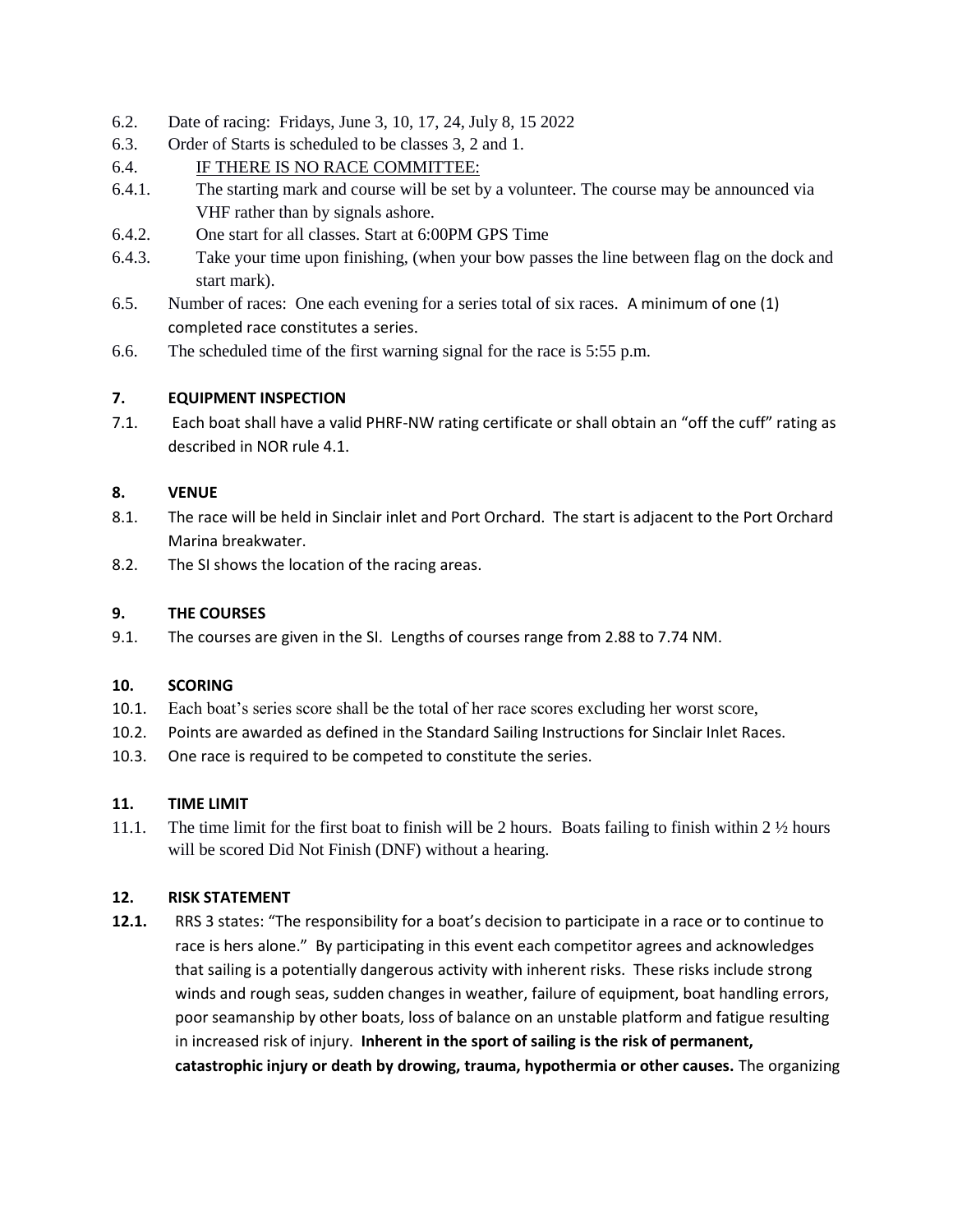6.2. Date of racing: Fridays, June 3, 10, 17, 24, July 8, 15 2022

6.3. Order of Starts is scheduled to be classes 3, 2 and 1.

6.4. IF THERE IS NO RACE COMMITTEE:

6.4.1. The starting mark and course will be set by a volunteer. The course may be announced via VHF rather than by signals ashore.

6.4.2. One start for all classes. Start at 6:00PM GPS Time

6.4.3. Take your time upon finishing, (when your bow passes the line between flag on the dock and start mark).

6.5. Number of races: One each evening for a series total of six races. A minimum of one (1) completed race constitutes a series.

6.6. The scheduled time of the first warning signal for the race is 5:55 p.m.

## 7. EQUIPMENT INSPECTION

7.1. Each boat shall have a valid PHRF-NW rating certificate or shall obtain an "off the cuff" rating as described in NOR rule 4.1.

## 8. VENUE

8.1. The race will be held in Sinclair inlet and Port Orchard. The start is adjacent to the Port Orchard Marina breakwater.

8.2. The SI shows the location of the racing areas.

## 9. THE COURSES

9.1. The courses are given in the SI. Lengths of courses range from 2.88 to 7.74 NM.

## 10. SCORING

10.1. Each boat's series score shall be the total of her race scores excluding her worst score,

10.2. Points are awarded as defined in the Standard Sailing Instructions for Sinclair Inlet Races.

10.3. One race is required to be competed to constitute the series.

## 11. TIME LIMIT

11.1. The time limit for the first boat to finish will be 2 hours. Boats failing to finish within 2 ½ hours will be scored Did Not Finish (DNF) without a hearing.

## 12. RISK STATEMENT

**12.1.** RRS 3 states: "The responsibility for a boat's decision to participate in a race or to continue to race is hers alone." By participating in this event each competitor agrees and acknowledges that sailing is a potentially dangerous activity with inherent risks. These risks include strong winds and rough seas, sudden changes in weather, failure of equipment, boat handling errors, poor seamanship by other boats, loss of balance on an unstable platform and fatigue resulting in increased risk of injury. **Inherent in the sport of sailing is the risk of permanent, catastrophic injury or death by drowing, trauma, hypothermia or other causes.** The organizing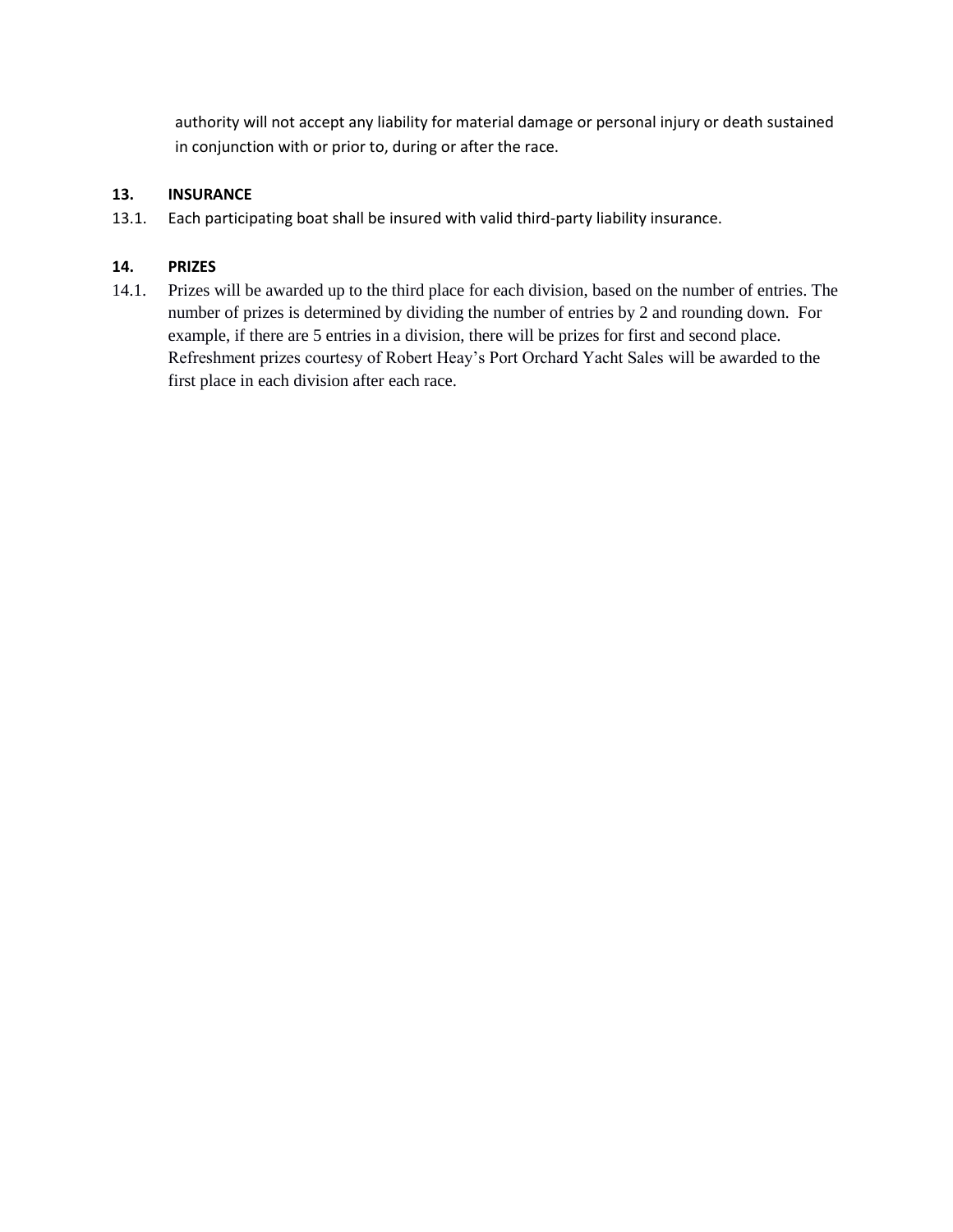authority will not accept any liability for material damage or personal injury or death sustained in conjunction with or prior to, during or after the race.

**13. INSURANCE**

13.1. Each participating boat shall be insured with valid third-party liability insurance.

**14. PRIZES**

14.1. Prizes will be awarded up to the third place for each division, based on the number of entries. The number of prizes is determined by dividing the number of entries by 2 and rounding down. For example, if there are 5 entries in a division, there will be prizes for first and second place. Refreshment prizes courtesy of Robert Heay's Port Orchard Yacht Sales will be awarded to the first place in each division after each race.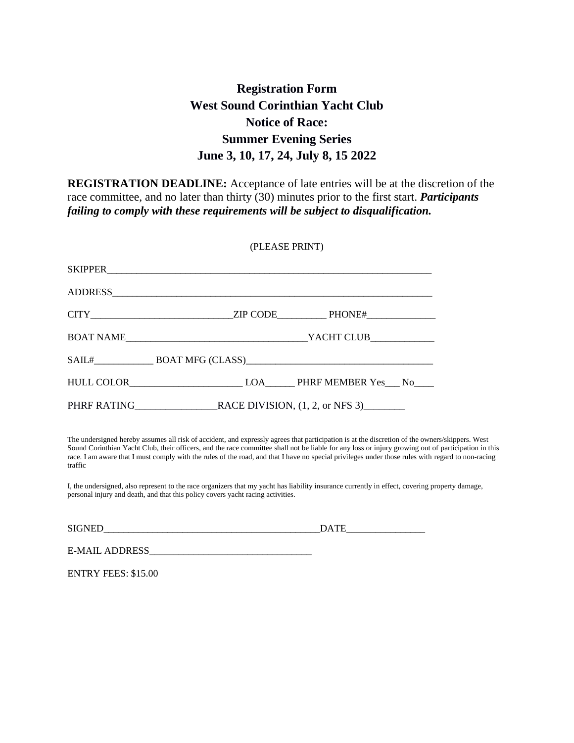# Registration Form
# West Sound Corinthian Yacht Club
# Notice of Race:
# Summer Evening Series
# June 3, 10, 17, 24, July 8, 15 2022

**REGISTRATION DEADLINE:** Acceptance of late entries will be at the discretion of the race committee, and no later than thirty (30) minutes prior to the first start. ***Participants failing to comply with these requirements will be subject to disqualification.***

(PLEASE PRINT)

SKIPPER_____________________________________________________________________

ADDRESS____________________________________________________________________

CITY____________________________ZIP CODE__________ PHONE#______________

BOAT NAME__________________________________YACHT CLUB_____________

SAIL#____________ BOAT MFG (CLASS)______________________________________

HULL COLOR______________________ LOA______ PHRF MEMBER Yes___ No____

PHRF RATING________________RACE DIVISION, (1, 2, or NFS 3)________

The undersigned hereby assumes all risk of accident, and expressly agrees that participation is at the discretion of the owners/skippers. West Sound Corinthian Yacht Club, their officers, and the race committee shall not be liable for any loss or injury growing out of participation in this race. I am aware that I must comply with the rules of the road, and that I have no special privileges under those rules with regard to non-racing traffic

I, the undersigned, also represent to the race organizers that my yacht has liability insurance currently in effect, covering property damage, personal injury and death, and that this policy covers yacht racing activities.

SIGNED____________________________________________DATE________________

E-MAIL ADDRESS_________________________________

ENTRY FEES: $15.00